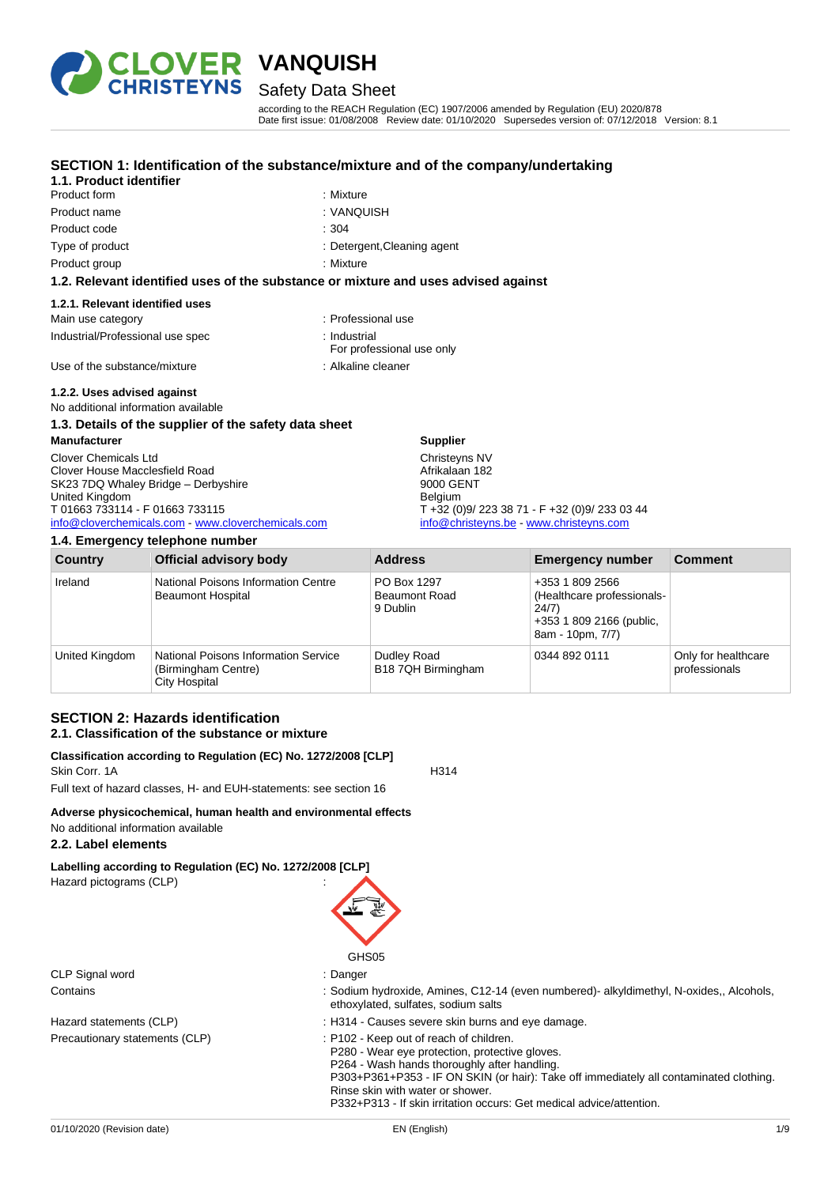# VANQUISH

## Safety Data Sheet

according to the REACH Regulation (EC) 1907/2006 amended by Regulation (EU) 2020/878
Date first issue: 01/08/2008 Review date: 01/10/2020 Supersedes version of: 07/12/2018 Version: 8.1

## SECTION 1: Identification of the substance/mixture and of the company/undertaking

### 1.1. Product identifier

| | |
|---|---|
| Product form | : Mixture |
| Product name | : VANQUISH |
| Product code | : 304 |
| Type of product | : Detergent,Cleaning agent |
| Product group | : Mixture |

### 1.2. Relevant identified uses of the substance or mixture and uses advised against

#### 1.2.1. Relevant identified uses

| | |
|---|---|
| Main use category | : Professional use |
| Industrial/Professional use spec | : Industrial<br>For professional use only |
| Use of the substance/mixture | : Alkaline cleaner |

#### 1.2.2. Uses advised against

No additional information available

### 1.3. Details of the supplier of the safety data sheet

**Manufacturer**

Clover Chemicals Ltd
Clover House Macclesfield Road
SK23 7DQ Whaley Bridge – Derbyshire
United Kingdom
T 01663 733114 - F 01663 733115
info@cloverchemicals.com - www.cloverchemicals.com

**Supplier**

Christeyns NV
Afrikalaan 182
9000 GENT
Belgium
T +32 (0)9/ 223 38 71 - F +32 (0)9/ 233 03 44
info@christeyns.be - www.christeyns.com

### 1.4. Emergency telephone number

| Country | Official advisory body | Address | Emergency number | Comment |
|---|---|---|---|---|
| Ireland | National Poisons Information Centre<br>Beaumont Hospital | PO Box 1297<br>Beaumont Road<br>9 Dublin | +353 1 809 2566 (Healthcare professionals- 24/7)<br>+353 1 809 2166 (public, 8am - 10pm, 7/7) | |
| United Kingdom | National Poisons Information Service (Birmingham Centre)<br>City Hospital | Dudley Road<br>B18 7QH Birmingham | 0344 892 0111 | Only for healthcare professionals |

## SECTION 2: Hazards identification

### 2.1. Classification of the substance or mixture

**Classification according to Regulation (EC) No. 1272/2008 [CLP]**

Skin Corr. 1A H314

Full text of hazard classes, H- and EUH-statements: see section 16

**Adverse physicochemical, human health and environmental effects**

No additional information available

### 2.2. Label elements

**Labelling according to Regulation (EC) No. 1272/2008 [CLP]**

Hazard pictograms (CLP) :

GHS05

| | |
|---|---|
| CLP Signal word | : Danger |
| Contains | : Sodium hydroxide, Amines, C12-14 (even numbered)- alkyldimethyl, N-oxides,, Alcohols, ethoxylated, sulfates, sodium salts |
| Hazard statements (CLP) | : H314 - Causes severe skin burns and eye damage. |
| Precautionary statements (CLP) | : P102 - Keep out of reach of children.<br>P280 - Wear eye protection, protective gloves.<br>P264 - Wash hands thoroughly after handling.<br>P303+P361+P353 - IF ON SKIN (or hair): Take off immediately all contaminated clothing. Rinse skin with water or shower.<br>P332+P313 - If skin irritation occurs: Get medical advice/attention. |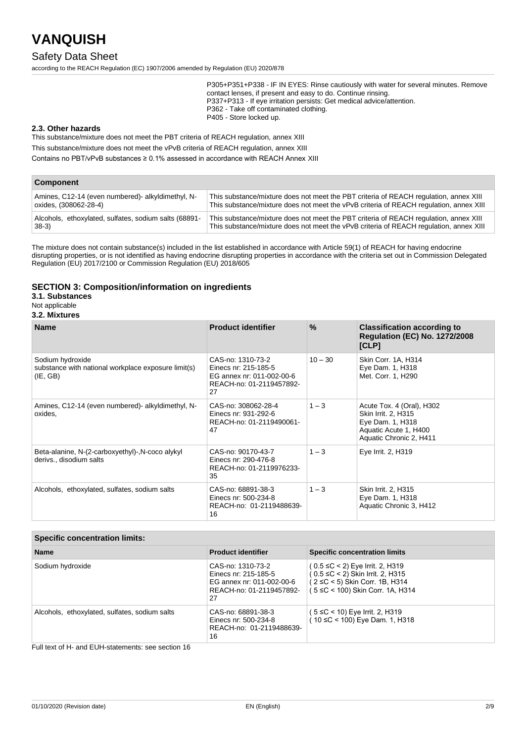P305+P351+P338 - IF IN EYES: Rinse cautiously with water for several minutes. Remove contact lenses, if present and easy to do. Continue rinsing.
P337+P313 - If eye irritation persists: Get medical advice/attention.
P362 - Take off contaminated clothing.
P405 - Store locked up.

### 2.3. Other hazards

This substance/mixture does not meet the PBT criteria of REACH regulation, annex XIII

This substance/mixture does not meet the vPvB criteria of REACH regulation, annex XIII

Contains no PBT/vPvB substances ≥ 0.1% assessed in accordance with REACH Annex XIII

| Component | |
|---|---|
| Amines, C12-14 (even numbered)- alkyldimethyl, N-oxides, (308062-28-4) | This substance/mixture does not meet the PBT criteria of REACH regulation, annex XIII<br>This substance/mixture does not meet the vPvB criteria of REACH regulation, annex XIII |
| Alcohols, ethoxylated, sulfates, sodium salts (68891-38-3) | This substance/mixture does not meet the PBT criteria of REACH regulation, annex XIII<br>This substance/mixture does not meet the vPvB criteria of REACH regulation, annex XIII |

The mixture does not contain substance(s) included in the list established in accordance with Article 59(1) of REACH for having endocrine disrupting properties, or is not identified as having endocrine disrupting properties in accordance with the criteria set out in Commission Delegated Regulation (EU) 2017/2100 or Commission Regulation (EU) 2018/605

## SECTION 3: Composition/information on ingredients

### 3.1. Substances

Not applicable

### 3.2. Mixtures

| Name | Product identifier | % | Classification according to Regulation (EC) No. 1272/2008 [CLP] |
|---|---|---|---|
| Sodium hydroxide<br>substance with national workplace exposure limit(s) (IE, GB) | CAS-no: 1310-73-2<br>Einecs nr: 215-185-5<br>EG annex nr: 011-002-00-6<br>REACH-no: 01-2119457892-27 | 10 – 30 | Skin Corr. 1A, H314<br>Eye Dam. 1, H318<br>Met. Corr. 1, H290 |
| Amines, C12-14 (even numbered)- alkyldimethyl, N-oxides, | CAS-no: 308062-28-4<br>Einecs nr: 931-292-6<br>REACH-no: 01-2119490061-47 | 1 – 3 | Acute Tox. 4 (Oral), H302<br>Skin Irrit. 2, H315<br>Eye Dam. 1, H318<br>Aquatic Acute 1, H400<br>Aquatic Chronic 2, H411 |
| Beta-alanine, N-(2-carboxyethyl)-,N-coco alykyl derivs., disodium salts | CAS-no: 90170-43-7<br>Einecs nr: 290-476-8<br>REACH-no: 01-2119976233-35 | 1 – 3 | Eye Irrit. 2, H319 |
| Alcohols, ethoxylated, sulfates, sodium salts | CAS-no: 68891-38-3<br>Einecs nr: 500-234-8<br>REACH-no: 01-2119488639-16 | 1 – 3 | Skin Irrit. 2, H315<br>Eye Dam. 1, H318<br>Aquatic Chronic 3, H412 |

| Specific concentration limits: | | |
|---|---|---|
| **Name** | **Product identifier** | **Specific concentration limits** |
| Sodium hydroxide | CAS-no: 1310-73-2<br>Einecs nr: 215-185-5<br>EG annex nr: 011-002-00-6<br>REACH-no: 01-2119457892-27 | ( 0.5 ≤C < 2) Eye Irrit. 2, H319<br>( 0.5 ≤C < 2) Skin Irrit. 2, H315<br>( 2 ≤C < 5) Skin Corr. 1B, H314<br>( 5 ≤C < 100) Skin Corr. 1A, H314 |
| Alcohols, ethoxylated, sulfates, sodium salts | CAS-no: 68891-38-3<br>Einecs nr: 500-234-8<br>REACH-no: 01-2119488639-16 | ( 5 ≤C < 10) Eye Irrit. 2, H319<br>( 10 ≤C < 100) Eye Dam. 1, H318 |

Full text of H- and EUH-statements: see section 16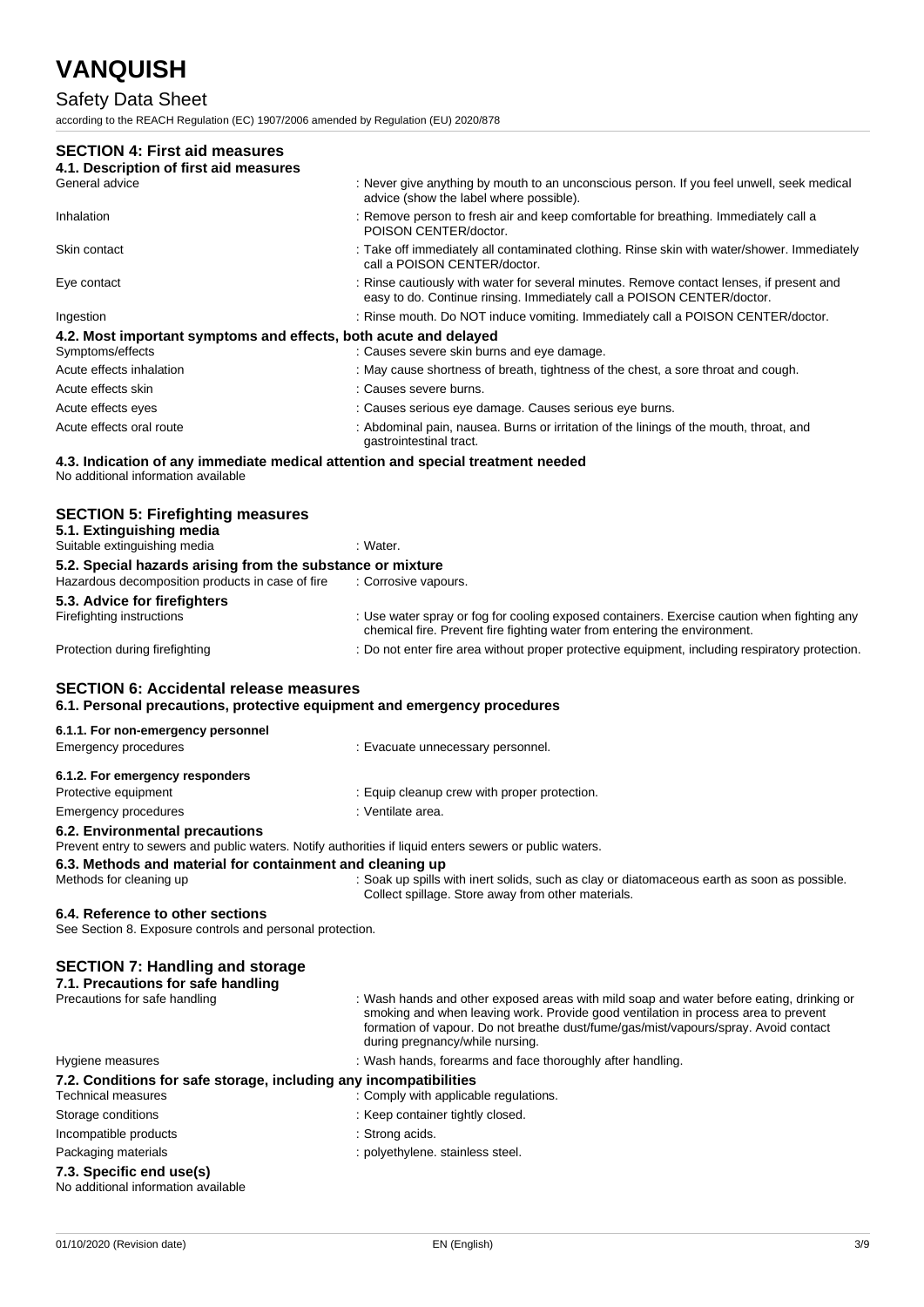## SECTION 4: First aid measures

### 4.1. Description of first aid measures

| | |
|---|---|
| General advice | : Never give anything by mouth to an unconscious person. If you feel unwell, seek medical advice (show the label where possible). |
| Inhalation | : Remove person to fresh air and keep comfortable for breathing. Immediately call a POISON CENTER/doctor. |
| Skin contact | : Take off immediately all contaminated clothing. Rinse skin with water/shower. Immediately call a POISON CENTER/doctor. |
| Eye contact | : Rinse cautiously with water for several minutes. Remove contact lenses, if present and easy to do. Continue rinsing. Immediately call a POISON CENTER/doctor. |
| Ingestion | : Rinse mouth. Do NOT induce vomiting. Immediately call a POISON CENTER/doctor. |

### 4.2. Most important symptoms and effects, both acute and delayed

| | |
|---|---|
| Symptoms/effects | : Causes severe skin burns and eye damage. |
| Acute effects inhalation | : May cause shortness of breath, tightness of the chest, a sore throat and cough. |
| Acute effects skin | : Causes severe burns. |
| Acute effects eyes | : Causes serious eye damage. Causes serious eye burns. |
| Acute effects oral route | : Abdominal pain, nausea. Burns or irritation of the linings of the mouth, throat, and gastrointestinal tract. |

### 4.3. Indication of any immediate medical attention and special treatment needed

No additional information available

## SECTION 5: Firefighting measures

### 5.1. Extinguishing media

| | |
|---|---|
| Suitable extinguishing media | : Water. |

### 5.2. Special hazards arising from the substance or mixture

| | |
|---|---|
| Hazardous decomposition products in case of fire | : Corrosive vapours. |

### 5.3. Advice for firefighters

| | |
|---|---|
| Firefighting instructions | : Use water spray or fog for cooling exposed containers. Exercise caution when fighting any chemical fire. Prevent fire fighting water from entering the environment. |
| Protection during firefighting | : Do not enter fire area without proper protective equipment, including respiratory protection. |

## SECTION 6: Accidental release measures

### 6.1. Personal precautions, protective equipment and emergency procedures

#### 6.1.1. For non-emergency personnel

| | |
|---|---|
| Emergency procedures | : Evacuate unnecessary personnel. |

#### 6.1.2. For emergency responders

| | |
|---|---|
| Protective equipment | : Equip cleanup crew with proper protection. |
| Emergency procedures | : Ventilate area. |

### 6.2. Environmental precautions

Prevent entry to sewers and public waters. Notify authorities if liquid enters sewers or public waters.

### 6.3. Methods and material for containment and cleaning up

| | |
|---|---|
| Methods for cleaning up | : Soak up spills with inert solids, such as clay or diatomaceous earth as soon as possible. Collect spillage. Store away from other materials. |

### 6.4. Reference to other sections

See Section 8. Exposure controls and personal protection.

## SECTION 7: Handling and storage

### 7.1. Precautions for safe handling

| | |
|---|---|
| Precautions for safe handling | : Wash hands and other exposed areas with mild soap and water before eating, drinking or smoking and when leaving work. Provide good ventilation in process area to prevent formation of vapour. Do not breathe dust/fume/gas/mist/vapours/spray. Avoid contact during pregnancy/while nursing. |
| Hygiene measures | : Wash hands, forearms and face thoroughly after handling. |

### 7.2. Conditions for safe storage, including any incompatibilities

| | |
|---|---|
| Technical measures | : Comply with applicable regulations. |
| Storage conditions | : Keep container tightly closed. |
| Incompatible products | : Strong acids. |
| Packaging materials | : polyethylene. stainless steel. |

### 7.3. Specific end use(s)

No additional information available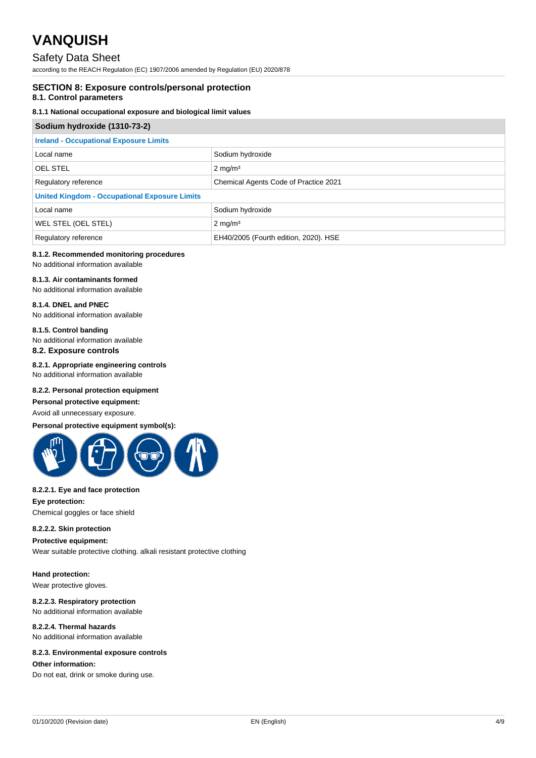## SECTION 8: Exposure controls/personal protection

### 8.1. Control parameters

#### 8.1.1 National occupational exposure and biological limit values

| Sodium hydroxide (1310-73-2) | |
|---|---|
| **Ireland - Occupational Exposure Limits** | |
| Local name | Sodium hydroxide |
| OEL STEL | 2 mg/m³ |
| Regulatory reference | Chemical Agents Code of Practice 2021 |
| **United Kingdom - Occupational Exposure Limits** | |
| Local name | Sodium hydroxide |
| WEL STEL (OEL STEL) | 2 mg/m³ |
| Regulatory reference | EH40/2005 (Fourth edition, 2020). HSE |

#### 8.1.2. Recommended monitoring procedures

No additional information available

#### 8.1.3. Air contaminants formed

No additional information available

#### 8.1.4. DNEL and PNEC

No additional information available

#### 8.1.5. Control banding

No additional information available

### 8.2. Exposure controls

#### 8.2.1. Appropriate engineering controls

No additional information available

#### 8.2.2. Personal protection equipment

**Personal protective equipment:**

Avoid all unnecessary exposure.

**Personal protective equipment symbol(s):**

#### 8.2.2.1. Eye and face protection

**Eye protection:**

Chemical goggles or face shield

#### 8.2.2.2. Skin protection

**Protective equipment:**

Wear suitable protective clothing. alkali resistant protective clothing

**Hand protection:**

Wear protective gloves.

#### 8.2.2.3. Respiratory protection

No additional information available

#### 8.2.2.4. Thermal hazards

No additional information available

#### 8.2.3. Environmental exposure controls

**Other information:**

Do not eat, drink or smoke during use.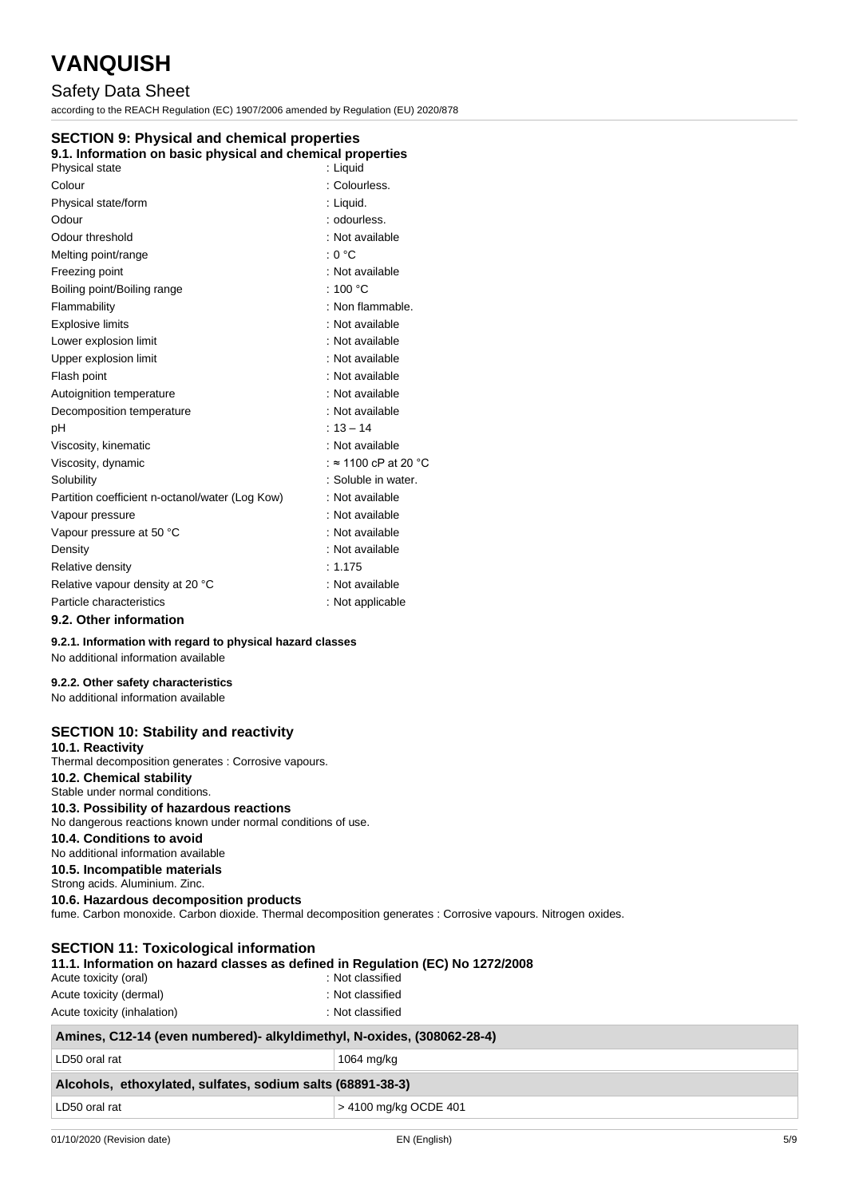## SECTION 9: Physical and chemical properties

### 9.1. Information on basic physical and chemical properties

| | |
|---|---|
| Physical state | : Liquid |
| Colour | : Colourless. |
| Physical state/form | : Liquid. |
| Odour | : odourless. |
| Odour threshold | : Not available |
| Melting point/range | : 0 °C |
| Freezing point | : Not available |
| Boiling point/Boiling range | : 100 °C |
| Flammability | : Non flammable. |
| Explosive limits | : Not available |
| Lower explosion limit | : Not available |
| Upper explosion limit | : Not available |
| Flash point | : Not available |
| Autoignition temperature | : Not available |
| Decomposition temperature | : Not available |
| pH | : 13 – 14 |
| Viscosity, kinematic | : Not available |
| Viscosity, dynamic | : ≈ 1100 cP at 20 °C |
| Solubility | : Soluble in water. |
| Partition coefficient n-octanol/water (Log Kow) | : Not available |
| Vapour pressure | : Not available |
| Vapour pressure at 50 °C | : Not available |
| Density | : Not available |
| Relative density | : 1.175 |
| Relative vapour density at 20 °C | : Not available |
| Particle characteristics | : Not applicable |

### 9.2. Other information

**9.2.1. Information with regard to physical hazard classes**

No additional information available

**9.2.2. Other safety characteristics**

No additional information available

## SECTION 10: Stability and reactivity

**10.1. Reactivity**

Thermal decomposition generates : Corrosive vapours.

**10.2. Chemical stability**

Stable under normal conditions.

**10.3. Possibility of hazardous reactions**

No dangerous reactions known under normal conditions of use.

**10.4. Conditions to avoid**

No additional information available

**10.5. Incompatible materials**

Strong acids. Aluminium. Zinc.

**10.6. Hazardous decomposition products**

fume. Carbon monoxide. Carbon dioxide. Thermal decomposition generates : Corrosive vapours. Nitrogen oxides.

## SECTION 11: Toxicological information

### 11.1. Information on hazard classes as defined in Regulation (EC) No 1272/2008

| | |
|---|---|
| Acute toxicity (oral) | : Not classified |
| Acute toxicity (dermal) | : Not classified |
| Acute toxicity (inhalation) | : Not classified |

| Amines, C12-14 (even numbered)- alkyldimethyl, N-oxides, (308062-28-4) | |
|---|---|
| LD50 oral rat | 1064 mg/kg |

| Alcohols, ethoxylated, sulfates, sodium salts (68891-38-3) | |
|---|---|
| LD50 oral rat | > 4100 mg/kg OCDE 401 |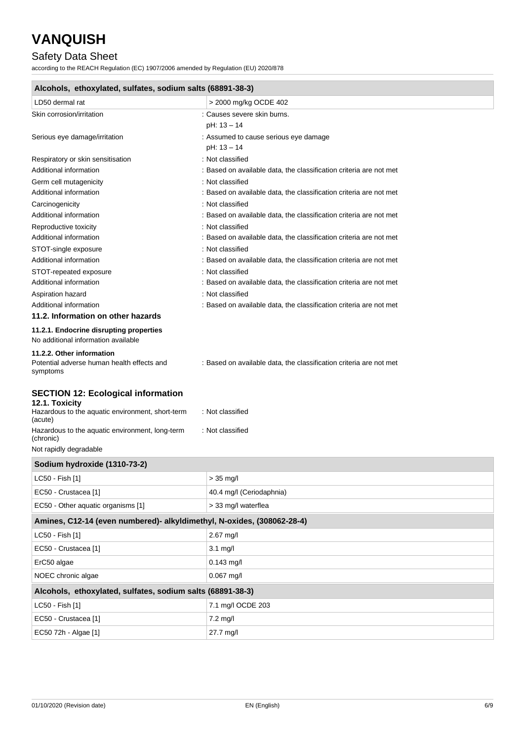| Alcohols, ethoxylated, sulfates, sodium salts (68891-38-3) | |
|---|---|
| LD50 dermal rat | > 2000 mg/kg OCDE 402 |

| | |
|---|---|
| Skin corrosion/irritation | : Causes severe skin burns. pH: 13 – 14 |
| Serious eye damage/irritation | : Assumed to cause serious eye damage pH: 13 – 14 |
| Respiratory or skin sensitisation | : Not classified |
| Additional information | : Based on available data, the classification criteria are not met |
| Germ cell mutagenicity | : Not classified |
| Additional information | : Based on available data, the classification criteria are not met |
| Carcinogenicity | : Not classified |
| Additional information | : Based on available data, the classification criteria are not met |
| Reproductive toxicity | : Not classified |
| Additional information | : Based on available data, the classification criteria are not met |
| STOT-single exposure | : Not classified |
| Additional information | : Based on available data, the classification criteria are not met |
| STOT-repeated exposure | : Not classified |
| Additional information | : Based on available data, the classification criteria are not met |
| Aspiration hazard | : Not classified |
| Additional information | : Based on available data, the classification criteria are not met |

### 11.2. Information on other hazards

#### 11.2.1. Endocrine disrupting properties

No additional information available

#### 11.2.2. Other information

| | |
|---|---|
| Potential adverse human health effects and symptoms | : Based on available data, the classification criteria are not met |

## SECTION 12: Ecological information

### 12.1. Toxicity

| | |
|---|---|
| Hazardous to the aquatic environment, short-term (acute) | : Not classified |
| Hazardous to the aquatic environment, long-term (chronic) | : Not classified |

Not rapidly degradable

| Sodium hydroxide (1310-73-2) | |
|---|---|
| LC50 - Fish [1] | > 35 mg/l |
| EC50 - Crustacea [1] | 40.4 mg/l (Ceriodaphnia) |
| EC50 - Other aquatic organisms [1] | > 33 mg/l waterflea |

| Amines, C12-14 (even numbered)- alkyldimethyl, N-oxides, (308062-28-4) | |
|---|---|
| LC50 - Fish [1] | 2.67 mg/l |
| EC50 - Crustacea [1] | 3.1 mg/l |
| ErC50 algae | 0.143 mg/l |
| NOEC chronic algae | 0.067 mg/l |

| Alcohols, ethoxylated, sulfates, sodium salts (68891-38-3) | |
|---|---|
| LC50 - Fish [1] | 7.1 mg/l OCDE 203 |
| EC50 - Crustacea [1] | 7.2 mg/l |
| EC50 72h - Algae [1] | 27.7 mg/l |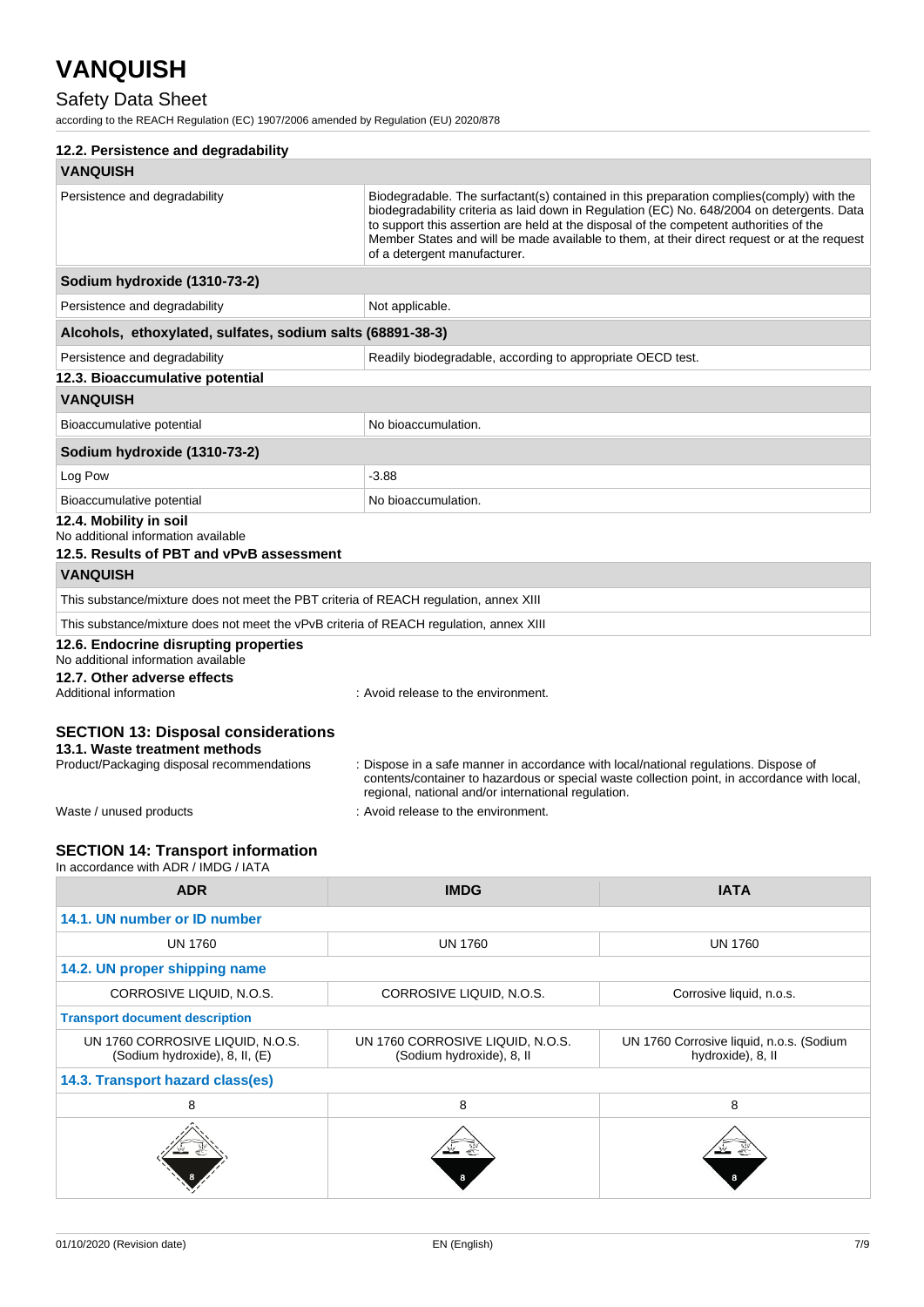### 12.2. Persistence and degradability

| VANQUISH | |
|---|---|
| Persistence and degradability | Biodegradable. The surfactant(s) contained in this preparation complies(comply) with the biodegradability criteria as laid down in Regulation (EC) No. 648/2004 on detergents. Data to support this assertion are held at the disposal of the competent authorities of the Member States and will be made available to them, at their direct request or at the request of a detergent manufacturer. |
| **Sodium hydroxide (1310-73-2)** | |
| Persistence and degradability | Not applicable. |
| **Alcohols, ethoxylated, sulfates, sodium salts (68891-38-3)** | |
| Persistence and degradability | Readily biodegradable, according to appropriate OECD test. |

### 12.3. Bioaccumulative potential

| VANQUISH | |
|---|---|
| Bioaccumulative potential | No bioaccumulation. |
| **Sodium hydroxide (1310-73-2)** | |
| Log Pow | -3.88 |
| Bioaccumulative potential | No bioaccumulation. |

### 12.4. Mobility in soil

No additional information available

### 12.5. Results of PBT and vPvB assessment

| VANQUISH |
|---|
| This substance/mixture does not meet the PBT criteria of REACH regulation, annex XIII |
| This substance/mixture does not meet the vPvB criteria of REACH regulation, annex XIII |

### 12.6. Endocrine disrupting properties

No additional information available

### 12.7. Other adverse effects

Additional information : Avoid release to the environment.

## SECTION 13: Disposal considerations

### 13.1. Waste treatment methods

Product/Packaging disposal recommendations : Dispose in a safe manner in accordance with local/national regulations. Dispose of contents/container to hazardous or special waste collection point, in accordance with local, regional, national and/or international regulation.

Waste / unused products : Avoid release to the environment.

## SECTION 14: Transport information

In accordance with ADR / IMDG / IATA

| ADR | IMDG | IATA |
|---|---|---|
| **14.1. UN number or ID number** | | |
| UN 1760 | UN 1760 | UN 1760 |
| **14.2. UN proper shipping name** | | |
| CORROSIVE LIQUID, N.O.S. | CORROSIVE LIQUID, N.O.S. | Corrosive liquid, n.o.s. |
| **Transport document description** | | |
| UN 1760 CORROSIVE LIQUID, N.O.S. (Sodium hydroxide), 8, II, (E) | UN 1760 CORROSIVE LIQUID, N.O.S. (Sodium hydroxide), 8, II | UN 1760 Corrosive liquid, n.o.s. (Sodium hydroxide), 8, II |
| **14.3. Transport hazard class(es)** | | |
| 8 | 8 | 8 |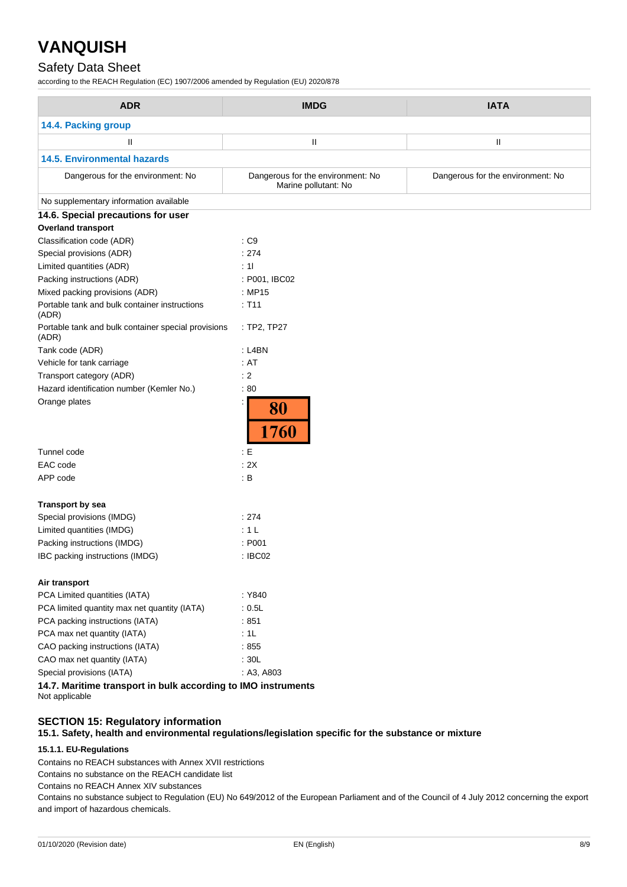| ADR | IMDG | IATA |
|---|---|---|
| **14.4. Packing group** | | |
| II | II | II |
| **14.5. Environmental hazards** | | |
| Dangerous for the environment: No | Dangerous for the environment: No<br>Marine pollutant: No | Dangerous for the environment: No |
| No supplementary information available | | |

### 14.6. Special precautions for user

**Overland transport**

| | |
|---|---|
| Classification code (ADR) | : C9 |
| Special provisions (ADR) | : 274 |
| Limited quantities (ADR) | : 1l |
| Packing instructions (ADR) | : P001, IBC02 |
| Mixed packing provisions (ADR) | : MP15 |
| Portable tank and bulk container instructions (ADR) | : T11 |
| Portable tank and bulk container special provisions (ADR) | : TP2, TP27 |
| Tank code (ADR) | : L4BN |
| Vehicle for tank carriage | : AT |
| Transport category (ADR) | : 2 |
| Hazard identification number (Kemler No.) | : 80 |
| Orange plates | : 80 / 1760 |
| Tunnel code | : E |
| EAC code | : 2X |
| APP code | : B |

**Transport by sea**

| | |
|---|---|
| Special provisions (IMDG) | : 274 |
| Limited quantities (IMDG) | : 1 L |
| Packing instructions (IMDG) | : P001 |
| IBC packing instructions (IMDG) | : IBC02 |

**Air transport**

| | |
|---|---|
| PCA Limited quantities (IATA) | : Y840 |
| PCA limited quantity max net quantity (IATA) | : 0.5L |
| PCA packing instructions (IATA) | : 851 |
| PCA max net quantity (IATA) | : 1L |
| CAO packing instructions (IATA) | : 855 |
| CAO max net quantity (IATA) | : 30L |
| Special provisions (IATA) | : A3, A803 |

### 14.7. Maritime transport in bulk according to IMO instruments

Not applicable

## SECTION 15: Regulatory information

### 15.1. Safety, health and environmental regulations/legislation specific for the substance or mixture

#### 15.1.1. EU-Regulations

Contains no REACH substances with Annex XVII restrictions

Contains no substance on the REACH candidate list

Contains no REACH Annex XIV substances

Contains no substance subject to Regulation (EU) No 649/2012 of the European Parliament and of the Council of 4 July 2012 concerning the export and import of hazardous chemicals.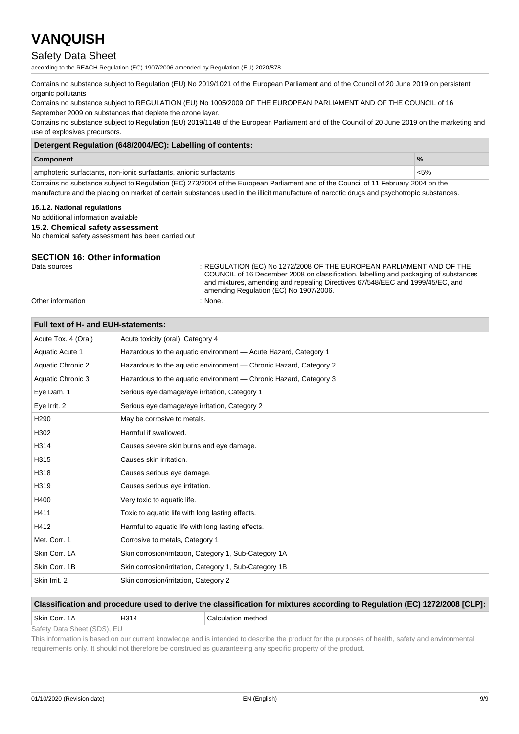Contains no substance subject to Regulation (EU) No 2019/1021 of the European Parliament and of the Council of 20 June 2019 on persistent organic pollutants

Contains no substance subject to REGULATION (EU) No 1005/2009 OF THE EUROPEAN PARLIAMENT AND OF THE COUNCIL of 16 September 2009 on substances that deplete the ozone layer.

Contains no substance subject to Regulation (EU) 2019/1148 of the European Parliament and of the Council of 20 June 2019 on the marketing and use of explosives precursors.

| Detergent Regulation (648/2004/EC): Labelling of contents: | |
|---|---|
| **Component** | **%** |
| amphoteric surfactants, non-ionic surfactants, anionic surfactants | <5% |

Contains no substance subject to Regulation (EC) 273/2004 of the European Parliament and of the Council of 11 February 2004 on the manufacture and the placing on market of certain substances used in the illicit manufacture of narcotic drugs and psychotropic substances.

#### 15.1.2. National regulations

No additional information available

### 15.2. Chemical safety assessment

No chemical safety assessment has been carried out

## SECTION 16: Other information

Data sources : REGULATION (EC) No 1272/2008 OF THE EUROPEAN PARLIAMENT AND OF THE COUNCIL of 16 December 2008 on classification, labelling and packaging of substances and mixtures, amending and repealing Directives 67/548/EEC and 1999/45/EC, and amending Regulation (EC) No 1907/2006.

Other information : None.

| Full text of H- and EUH-statements: | |
|---|---|
| Acute Tox. 4 (Oral) | Acute toxicity (oral), Category 4 |
| Aquatic Acute 1 | Hazardous to the aquatic environment — Acute Hazard, Category 1 |
| Aquatic Chronic 2 | Hazardous to the aquatic environment — Chronic Hazard, Category 2 |
| Aquatic Chronic 3 | Hazardous to the aquatic environment — Chronic Hazard, Category 3 |
| Eye Dam. 1 | Serious eye damage/eye irritation, Category 1 |
| Eye Irrit. 2 | Serious eye damage/eye irritation, Category 2 |
| H290 | May be corrosive to metals. |
| H302 | Harmful if swallowed. |
| H314 | Causes severe skin burns and eye damage. |
| H315 | Causes skin irritation. |
| H318 | Causes serious eye damage. |
| H319 | Causes serious eye irritation. |
| H400 | Very toxic to aquatic life. |
| H411 | Toxic to aquatic life with long lasting effects. |
| H412 | Harmful to aquatic life with long lasting effects. |
| Met. Corr. 1 | Corrosive to metals, Category 1 |
| Skin Corr. 1A | Skin corrosion/irritation, Category 1, Sub-Category 1A |
| Skin Corr. 1B | Skin corrosion/irritation, Category 1, Sub-Category 1B |
| Skin Irrit. 2 | Skin corrosion/irritation, Category 2 |

| Classification and procedure used to derive the classification for mixtures according to Regulation (EC) 1272/2008 [CLP]: | | |
|---|---|---|
| Skin Corr. 1A | H314 | Calculation method |

Safety Data Sheet (SDS), EU

This information is based on our current knowledge and is intended to describe the product for the purposes of health, safety and environmental requirements only. It should not therefore be construed as guaranteeing any specific property of the product.